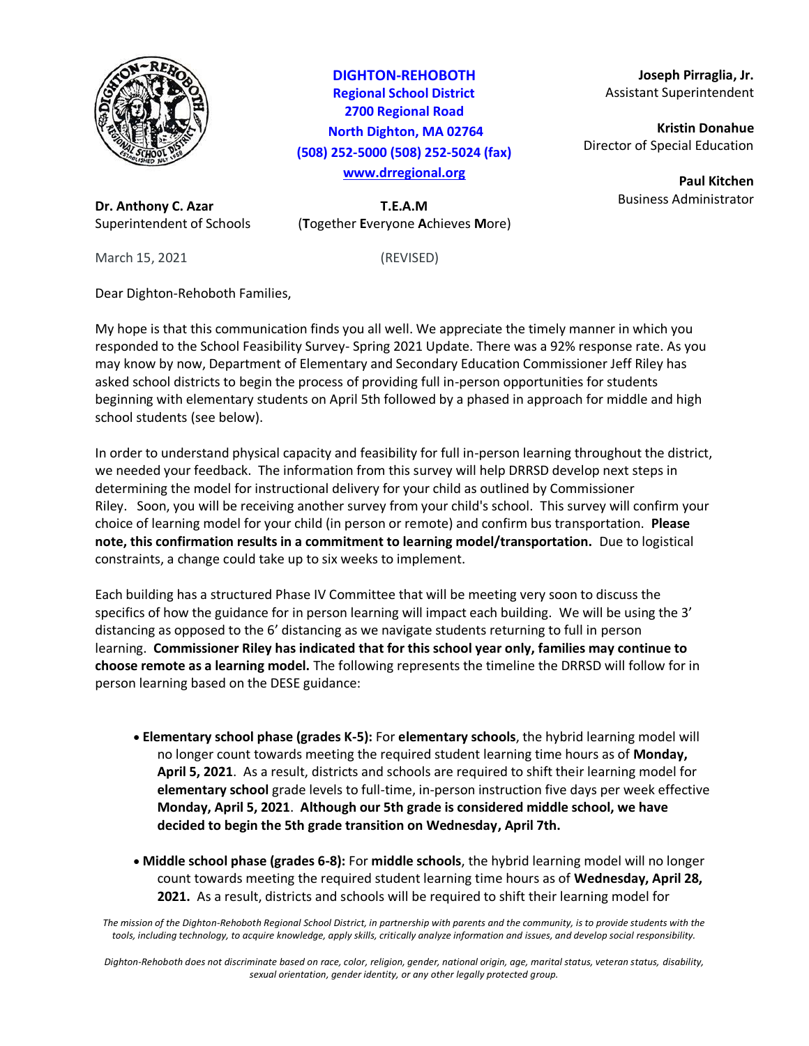**DIGHTON-REHOBOTH**
**Regional School District**
**2700 Regional Road**
**North Dighton, MA 02764**
**(508) 252-5000 (508) 252-5024 (fax)**
**www.drregional.org**

**Joseph Pirraglia, Jr.**
Assistant Superintendent

**Kristin Donahue**
Director of Special Education

**Paul Kitchen**
Business Administrator

**Dr. Anthony C. Azar**
Superintendent of Schools

**T.E.A.M**
(**T**ogether **E**veryone **A**chieves **M**ore)

March 15, 2021 (REVISED)

Dear Dighton-Rehoboth Families,

My hope is that this communication finds you all well. We appreciate the timely manner in which you responded to the School Feasibility Survey- Spring 2021 Update. There was a 92% response rate. As you may know by now, Department of Elementary and Secondary Education Commissioner Jeff Riley has asked school districts to begin the process of providing full in-person opportunities for students beginning with elementary students on April 5th followed by a phased in approach for middle and high school students (see below).

In order to understand physical capacity and feasibility for full in-person learning throughout the district, we needed your feedback. The information from this survey will help DRRSD develop next steps in determining the model for instructional delivery for your child as outlined by Commissioner Riley. Soon, you will be receiving another survey from your child's school. This survey will confirm your choice of learning model for your child (in person or remote) and confirm bus transportation. **Please note, this confirmation results in a commitment to learning model/transportation.** Due to logistical constraints, a change could take up to six weeks to implement.

Each building has a structured Phase IV Committee that will be meeting very soon to discuss the specifics of how the guidance for in person learning will impact each building. We will be using the 3' distancing as opposed to the 6' distancing as we navigate students returning to full in person learning. **Commissioner Riley has indicated that for this school year only, families may continue to choose remote as a learning model.** The following represents the timeline the DRRSD will follow for in person learning based on the DESE guidance:

- **Elementary school phase (grades K-5):** For **elementary schools**, the hybrid learning model will no longer count towards meeting the required student learning time hours as of **Monday, April 5, 2021**. As a result, districts and schools are required to shift their learning model for **elementary school** grade levels to full-time, in-person instruction five days per week effective **Monday, April 5, 2021**. **Although our 5th grade is considered middle school, we have decided to begin the 5th grade transition on Wednesday, April 7th.**

- **Middle school phase (grades 6-8):** For **middle schools**, the hybrid learning model will no longer count towards meeting the required student learning time hours as of **Wednesday, April 28, 2021.** As a result, districts and schools will be required to shift their learning model for

*The mission of the Dighton-Rehoboth Regional School District, in partnership with parents and the community, is to provide students with the tools, including technology, to acquire knowledge, apply skills, critically analyze information and issues, and develop social responsibility.*

*Dighton-Rehoboth does not discriminate based on race, color, religion, gender, national origin, age, marital status, veteran status, disability, sexual orientation, gender identity, or any other legally protected group.*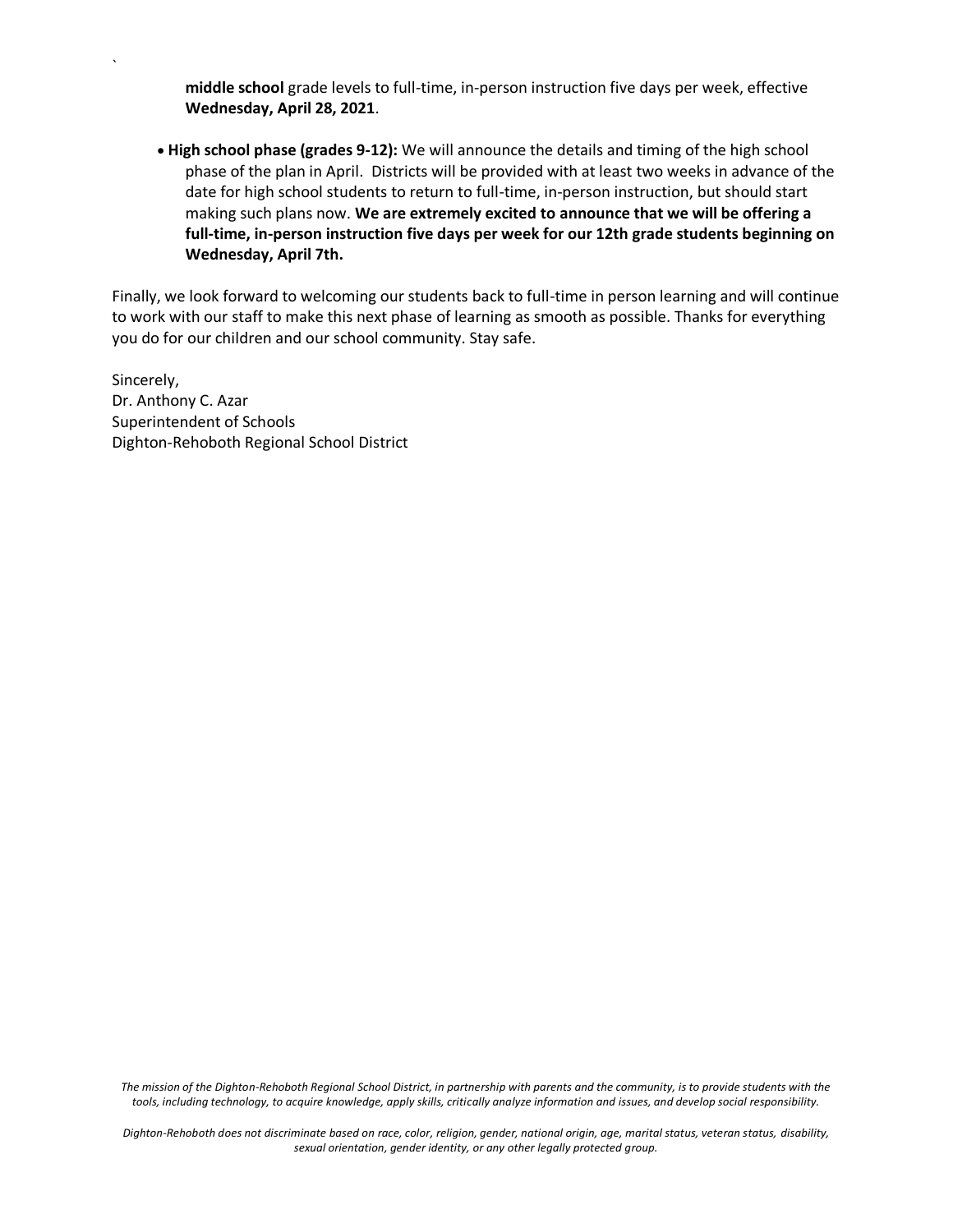**middle school** grade levels to full-time, in-person instruction five days per week, effective **Wednesday, April 28, 2021**.

- **High school phase (grades 9-12):** We will announce the details and timing of the high school phase of the plan in April. Districts will be provided with at least two weeks in advance of the date for high school students to return to full-time, in-person instruction, but should start making such plans now. **We are extremely excited to announce that we will be offering a full-time, in-person instruction five days per week for our 12th grade students beginning on Wednesday, April 7th.**

Finally, we look forward to welcoming our students back to full-time in person learning and will continue to work with our staff to make this next phase of learning as smooth as possible. Thanks for everything you do for our children and our school community. Stay safe.

Sincerely,
Dr. Anthony C. Azar
Superintendent of Schools
Dighton-Rehoboth Regional School District

*The mission of the Dighton-Rehoboth Regional School District, in partnership with parents and the community, is to provide students with the tools, including technology, to acquire knowledge, apply skills, critically analyze information and issues, and develop social responsibility.*

*Dighton-Rehoboth does not discriminate based on race, color, religion, gender, national origin, age, marital status, veteran status, disability, sexual orientation, gender identity, or any other legally protected group.*